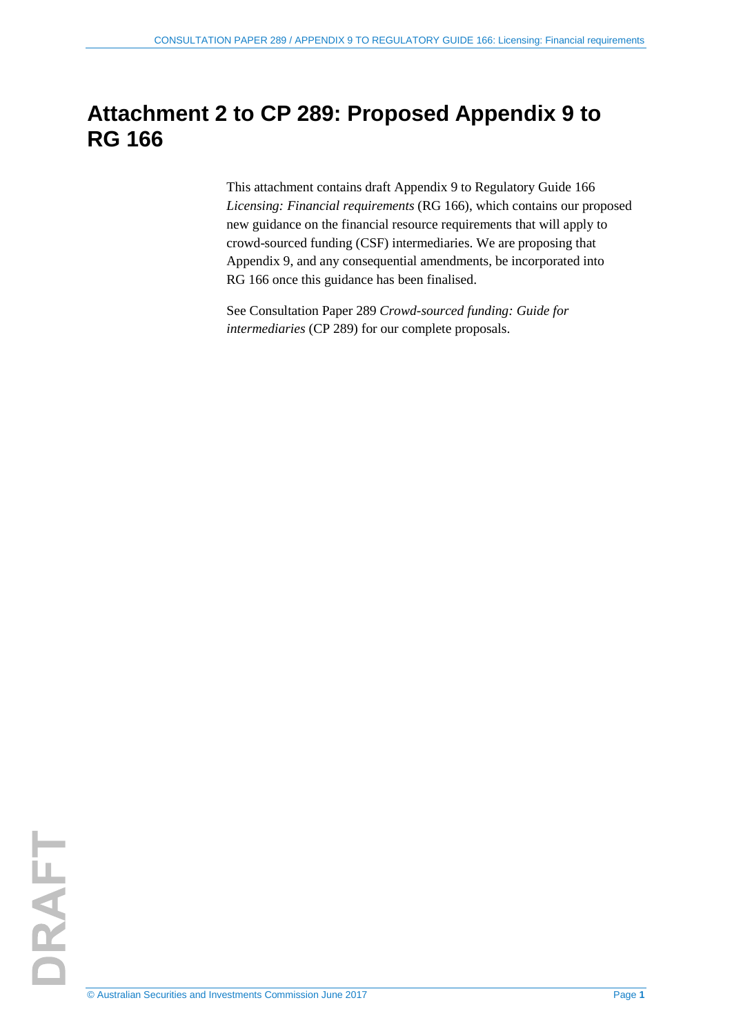# Attachment 2 to CP 289: Proposed Appendix 9 to RG 166

This attachment contains draft Appendix 9 to Regulatory Guide 166 *Licensing: Financial requirements* (RG 166), which contains our proposed new guidance on the financial resource requirements that will apply to crowd-sourced funding (CSF) intermediaries. We are proposing that Appendix 9, and any consequential amendments, be incorporated into RG 166 once this guidance has been finalised.

See Consultation Paper 289 *Crowd-sourced funding: Guide for intermediaries* (CP 289) for our complete proposals.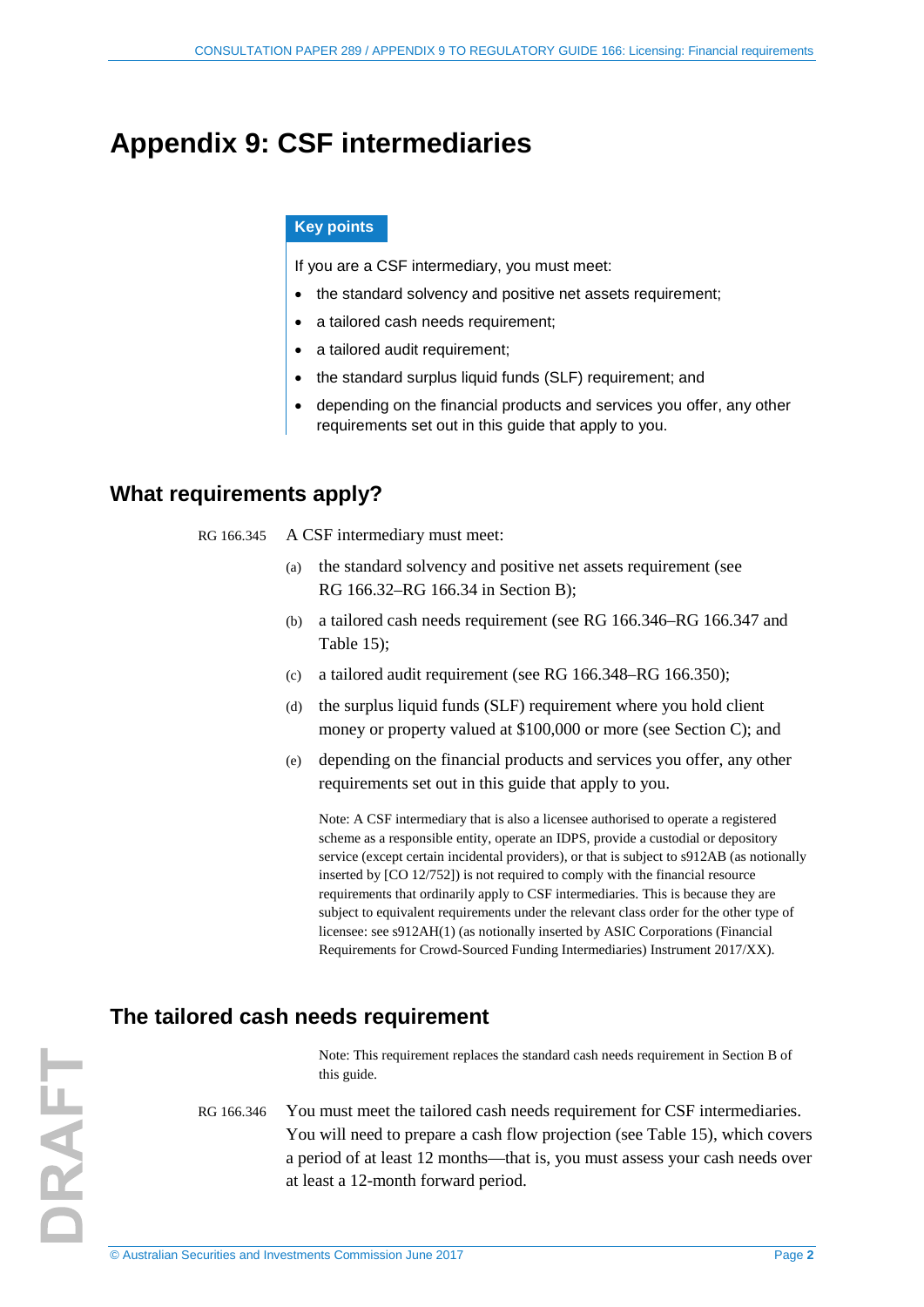# Appendix 9: CSF intermediaries

**Key points**

If you are a CSF intermediary, you must meet:

- the standard solvency and positive net assets requirement;
- a tailored cash needs requirement;
- a tailored audit requirement;
- the standard surplus liquid funds (SLF) requirement; and
- depending on the financial products and services you offer, any other requirements set out in this guide that apply to you.

## What requirements apply?

RG 166.345 A CSF intermediary must meet:

(a) the standard solvency and positive net assets requirement (see RG 166.32–RG 166.34 in Section B);

(b) a tailored cash needs requirement (see RG 166.346–RG 166.347 and Table 15);

(c) a tailored audit requirement (see RG 166.348–RG 166.350);

(d) the surplus liquid funds (SLF) requirement where you hold client money or property valued at $100,000 or more (see Section C); and

(e) depending on the financial products and services you offer, any other requirements set out in this guide that apply to you.

Note: A CSF intermediary that is also a licensee authorised to operate a registered scheme as a responsible entity, operate an IDPS, provide a custodial or depository service (except certain incidental providers), or that is subject to s912AB (as notionally inserted by [CO 12/752]) is not required to comply with the financial resource requirements that ordinarily apply to CSF intermediaries. This is because they are subject to equivalent requirements under the relevant class order for the other type of licensee: see s912AH(1) (as notionally inserted by ASIC Corporations (Financial Requirements for Crowd-Sourced Funding Intermediaries) Instrument 2017/XX).

## The tailored cash needs requirement

Note: This requirement replaces the standard cash needs requirement in Section B of this guide.

RG 166.346 You must meet the tailored cash needs requirement for CSF intermediaries. You will need to prepare a cash flow projection (see Table 15), which covers a period of at least 12 months—that is, you must assess your cash needs over at least a 12-month forward period.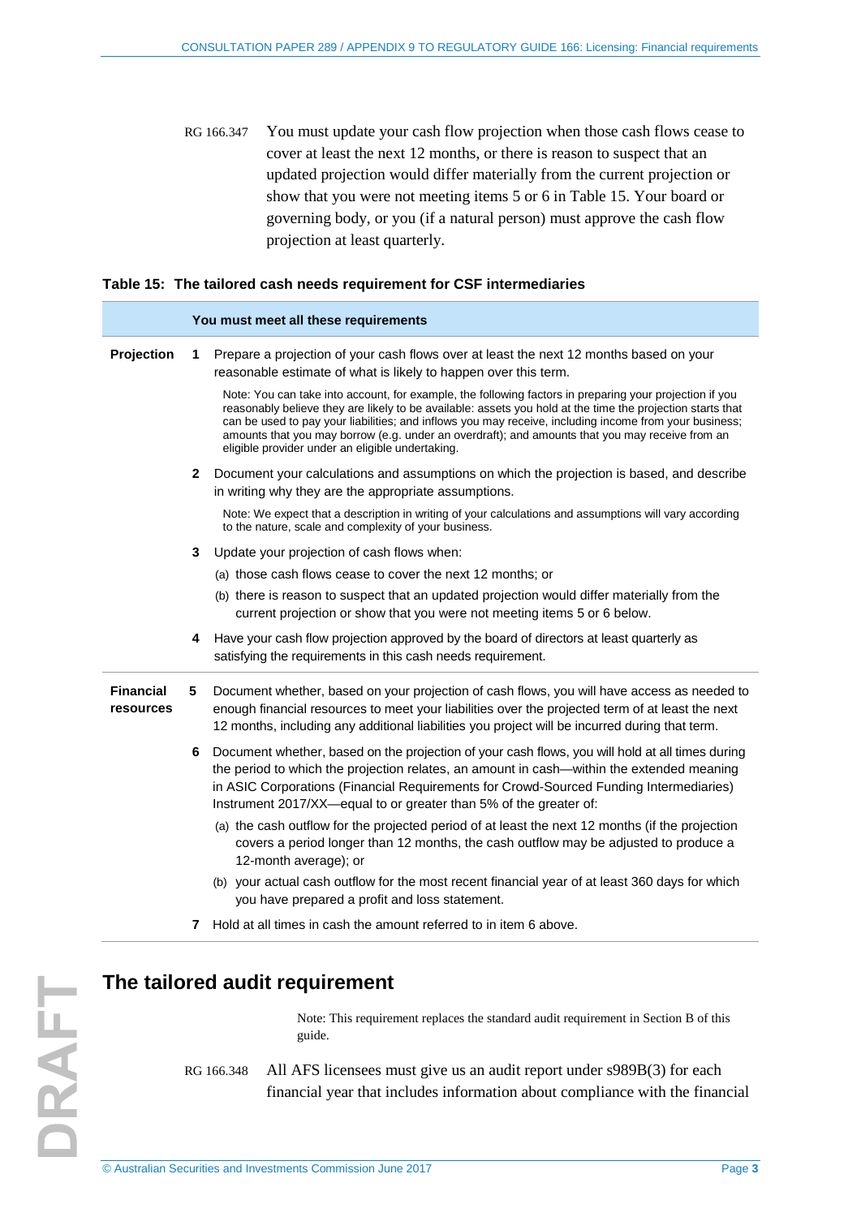RG 166.347 You must update your cash flow projection when those cash flows cease to cover at least the next 12 months, or there is reason to suspect that an updated projection would differ materially from the current projection or show that you were not meeting items 5 or 6 in Table 15. Your board or governing body, or you (if a natural person) must approve the cash flow projection at least quarterly.

**Table 15: The tailored cash needs requirement for CSF intermediaries**

| | | You must meet all these requirements |
|---|---|---|
| **Projection** | **1** | Prepare a projection of your cash flows over at least the next 12 months based on your reasonable estimate of what is likely to happen over this term.<br><br>Note: You can take into account, for example, the following factors in preparing your projection if you reasonably believe they are likely to be available: assets you hold at the time the projection starts that can be used to pay your liabilities; and inflows you may receive, including income from your business; amounts that you may borrow (e.g. under an overdraft); and amounts that you may receive from an eligible provider under an eligible undertaking. |
| | **2** | Document your calculations and assumptions on which the projection is based, and describe in writing why they are the appropriate assumptions.<br><br>Note: We expect that a description in writing of your calculations and assumptions will vary according to the nature, scale and complexity of your business. |
| | **3** | Update your projection of cash flows when:<br>(a) those cash flows cease to cover the next 12 months; or<br>(b) there is reason to suspect that an updated projection would differ materially from the current projection or show that you were not meeting items 5 or 6 below. |
| | **4** | Have your cash flow projection approved by the board of directors at least quarterly as satisfying the requirements in this cash needs requirement. |
| **Financial resources** | **5** | Document whether, based on your projection of cash flows, you will have access as needed to enough financial resources to meet your liabilities over the projected term of at least the next 12 months, including any additional liabilities you project will be incurred during that term. |
| | **6** | Document whether, based on the projection of your cash flows, you will hold at all times during the period to which the projection relates, an amount in cash—within the extended meaning in ASIC Corporations (Financial Requirements for Crowd-Sourced Funding Intermediaries) Instrument 2017/XX—equal to or greater than 5% of the greater of:<br>(a) the cash outflow for the projected period of at least the next 12 months (if the projection covers a period longer than 12 months, the cash outflow may be adjusted to produce a 12-month average); or<br>(b) your actual cash outflow for the most recent financial year of at least 360 days for which you have prepared a profit and loss statement. |
| | **7** | Hold at all times in cash the amount referred to in item 6 above. |

## The tailored audit requirement

Note: This requirement replaces the standard audit requirement in Section B of this guide.

RG 166.348 All AFS licensees must give us an audit report under s989B(3) for each financial year that includes information about compliance with the financial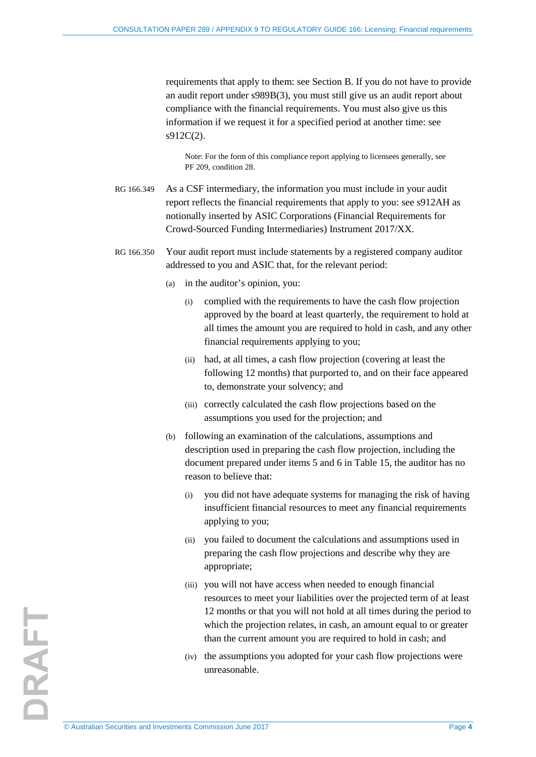requirements that apply to them: see Section B. If you do not have to provide an audit report under s989B(3), you must still give us an audit report about compliance with the financial requirements. You must also give us this information if we request it for a specified period at another time: see s912C(2).

> Note: For the form of this compliance report applying to licensees generally, see PF 209, condition 28.

RG 166.349 As a CSF intermediary, the information you must include in your audit report reflects the financial requirements that apply to you: see s912AH as notionally inserted by ASIC Corporations (Financial Requirements for Crowd-Sourced Funding Intermediaries) Instrument 2017/XX.

RG 166.350 Your audit report must include statements by a registered company auditor addressed to you and ASIC that, for the relevant period:

(a) in the auditor's opinion, you:

  (i) complied with the requirements to have the cash flow projection approved by the board at least quarterly, the requirement to hold at all times the amount you are required to hold in cash, and any other financial requirements applying to you;

  (ii) had, at all times, a cash flow projection (covering at least the following 12 months) that purported to, and on their face appeared to, demonstrate your solvency; and

  (iii) correctly calculated the cash flow projections based on the assumptions you used for the projection; and

(b) following an examination of the calculations, assumptions and description used in preparing the cash flow projection, including the document prepared under items 5 and 6 in Table 15, the auditor has no reason to believe that:

  (i) you did not have adequate systems for managing the risk of having insufficient financial resources to meet any financial requirements applying to you;

  (ii) you failed to document the calculations and assumptions used in preparing the cash flow projections and describe why they are appropriate;

  (iii) you will not have access when needed to enough financial resources to meet your liabilities over the projected term of at least 12 months or that you will not hold at all times during the period to which the projection relates, in cash, an amount equal to or greater than the current amount you are required to hold in cash; and

  (iv) the assumptions you adopted for your cash flow projections were unreasonable.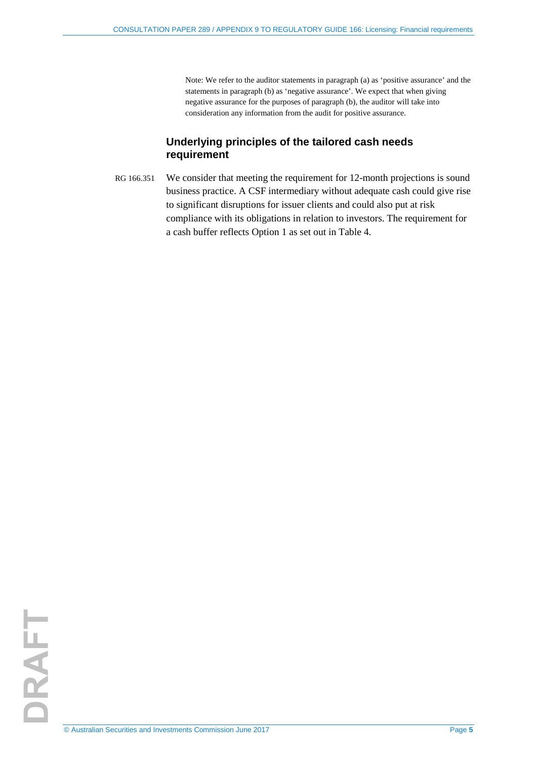Note: We refer to the auditor statements in paragraph (a) as 'positive assurance' and the statements in paragraph (b) as 'negative assurance'. We expect that when giving negative assurance for the purposes of paragraph (b), the auditor will take into consideration any information from the audit for positive assurance.

## Underlying principles of the tailored cash needs requirement

RG 166.351 We consider that meeting the requirement for 12-month projections is sound business practice. A CSF intermediary without adequate cash could give rise to significant disruptions for issuer clients and could also put at risk compliance with its obligations in relation to investors. The requirement for a cash buffer reflects Option 1 as set out in Table 4.